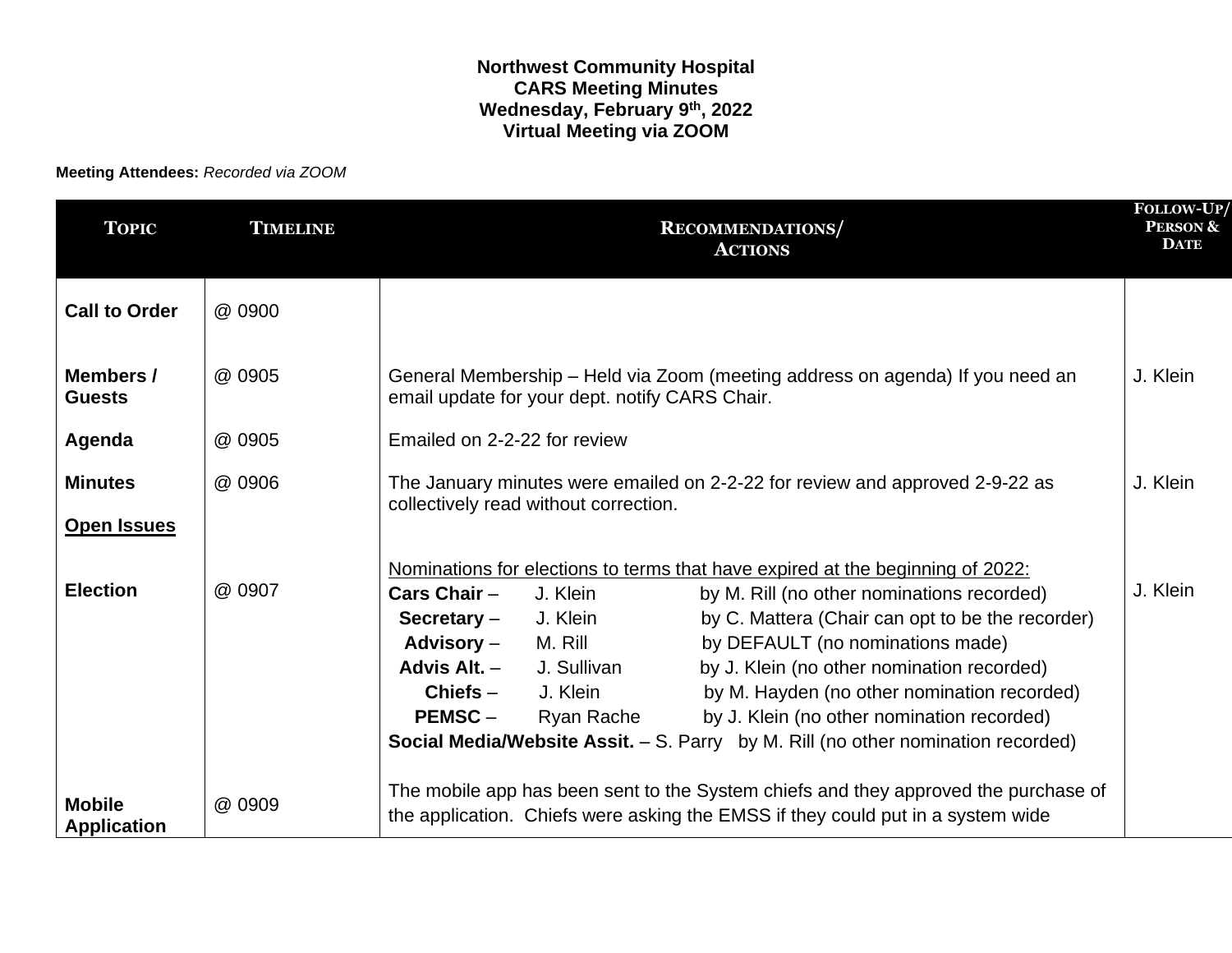**Northwest Community Hospital**
**CARS Meeting Minutes**
**Wednesday, February 9th, 2022**
**Virtual Meeting via ZOOM**

**Meeting Attendees:** *Recorded via ZOOM*

| Topic | Timeline | Recommendations/ Actions | Follow-Up/ Person & Date |
|---|---|---|---|
| **Call to Order** | @ 0900 | | |
| **Members / Guests** | @ 0905 | General Membership – Held via Zoom (meeting address on agenda) If you need an email update for your dept. notify CARS Chair. | J. Klein |
| **Agenda** | @ 0905 | Emailed on 2-2-22 for review | |
| **Minutes** | @ 0906 | The January minutes were emailed on 2-2-22 for review and approved 2-9-22 as collectively read without correction. | J. Klein |
| **Open Issues** | | | |
| **Election** | @ 0907 | Nominations for elections to terms that have expired at the beginning of 2022:<br>**Cars Chair** – J. Klein by M. Rill (no other nominations recorded)<br>**Secretary** – J. Klein by C. Mattera (Chair can opt to be the recorder)<br>**Advisory** – M. Rill by DEFAULT (no nominations made)<br>**Advis Alt.** – J. Sullivan by J. Klein (no other nomination recorded)<br>**Chiefs** – J. Klein by M. Hayden (no other nomination recorded)<br>**PEMSC** – Ryan Rache by J. Klein (no other nomination recorded)<br>**Social Media/Website Assit.** – S. Parry by M. Rill (no other nomination recorded) | J. Klein |
| **Mobile Application** | @ 0909 | The mobile app has been sent to the System chiefs and they approved the purchase of the application. Chiefs were asking the EMSS if they could put in a system wide | |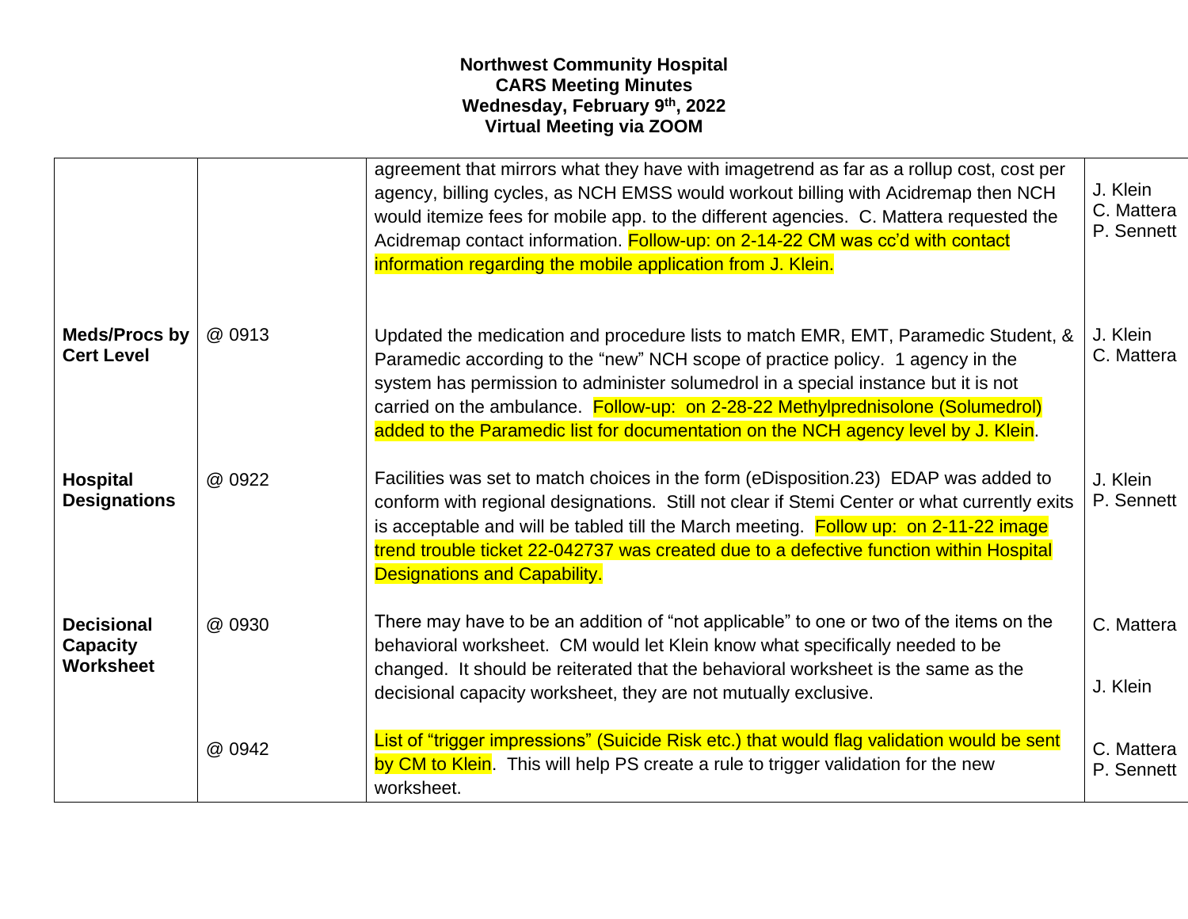**Northwest Community Hospital**
**CARS Meeting Minutes**
**Wednesday, February 9th, 2022**
**Virtual Meeting via ZOOM**

| | | | |
|---|---|---|---|
| | | agreement that mirrors what they have with imagetrend as far as a rollup cost, cost per agency, billing cycles, as NCH EMSS would workout billing with Acidremap then NCH would itemize fees for mobile app. to the different agencies. C. Mattera requested the Acidremap contact information. Follow-up: on 2-14-22 CM was cc'd with contact information regarding the mobile application from J. Klein. | J. Klein<br>C. Mattera<br>P. Sennett |
| **Meds/Procs by Cert Level** | @ 0913 | Updated the medication and procedure lists to match EMR, EMT, Paramedic Student, & Paramedic according to the "new" NCH scope of practice policy. 1 agency in the system has permission to administer solumedrol in a special instance but it is not carried on the ambulance. Follow-up: on 2-28-22 Methylprednisolone (Solumedrol) added to the Paramedic list for documentation on the NCH agency level by J. Klein. | J. Klein<br>C. Mattera |
| **Hospital Designations** | @ 0922 | Facilities was set to match choices in the form (eDisposition.23) EDAP was added to conform with regional designations. Still not clear if Stemi Center or what currently exits is acceptable and will be tabled till the March meeting. Follow up: on 2-11-22 image trend trouble ticket 22-042737 was created due to a defective function within Hospital Designations and Capability. | J. Klein<br>P. Sennett |
| **Decisional Capacity Worksheet** | @ 0930 | There may have to be an addition of "not applicable" to one or two of the items on the behavioral worksheet. CM would let Klein know what specifically needed to be changed. It should be reiterated that the behavioral worksheet is the same as the decisional capacity worksheet, they are not mutually exclusive. | C. Mattera<br><br>J. Klein |
| | @ 0942 | List of "trigger impressions" (Suicide Risk etc.) that would flag validation would be sent by CM to Klein. This will help PS create a rule to trigger validation for the new worksheet. | C. Mattera<br>P. Sennett |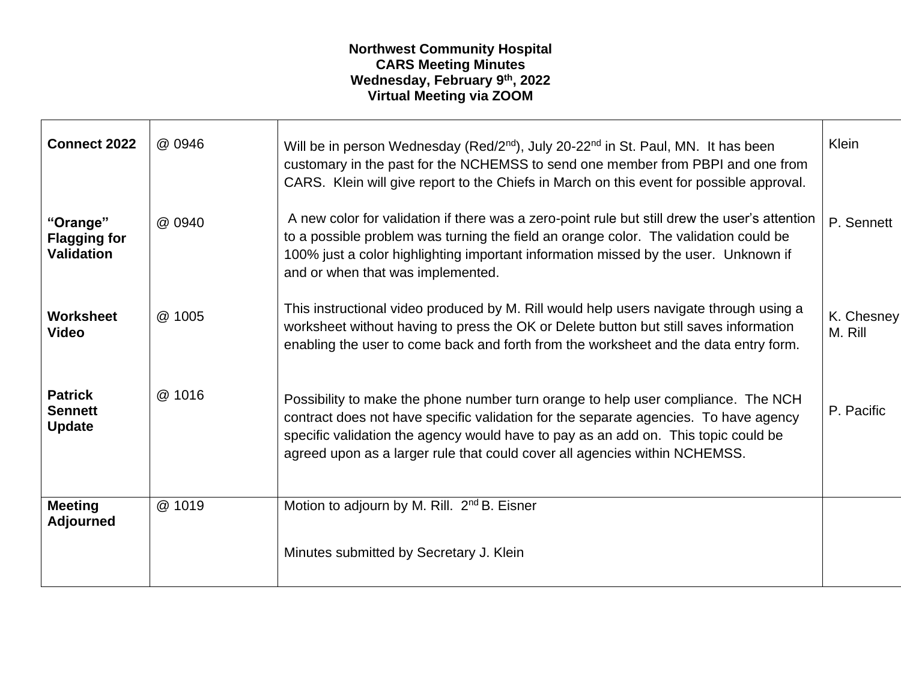**Northwest Community Hospital**
**CARS Meeting Minutes**
**Wednesday, February 9th, 2022**
**Virtual Meeting via ZOOM**

| | | | |
|---|---|---|---|
| **Connect 2022** | @ 0946 | Will be in person Wednesday (Red/2nd), July 20-22nd in St. Paul, MN. It has been customary in the past for the NCHEMSS to send one member from PBPI and one from CARS. Klein will give report to the Chiefs in March on this event for possible approval. | Klein |
| **"Orange" Flagging for Validation** | @ 0940 | A new color for validation if there was a zero-point rule but still drew the user's attention to a possible problem was turning the field an orange color. The validation could be 100% just a color highlighting important information missed by the user. Unknown if and or when that was implemented. | P. Sennett |
| **Worksheet Video** | @ 1005 | This instructional video produced by M. Rill would help users navigate through using a worksheet without having to press the OK or Delete button but still saves information enabling the user to come back and forth from the worksheet and the data entry form. | K. Chesney M. Rill |
| **Patrick Sennett Update** | @ 1016 | Possibility to make the phone number turn orange to help user compliance. The NCH contract does not have specific validation for the separate agencies. To have agency specific validation the agency would have to pay as an add on. This topic could be agreed upon as a larger rule that could cover all agencies within NCHEMSS. | P. Pacific |
| **Meeting Adjourned** | @ 1019 | Motion to adjourn by M. Rill. 2nd B. Eisner<br><br>Minutes submitted by Secretary J. Klein | |